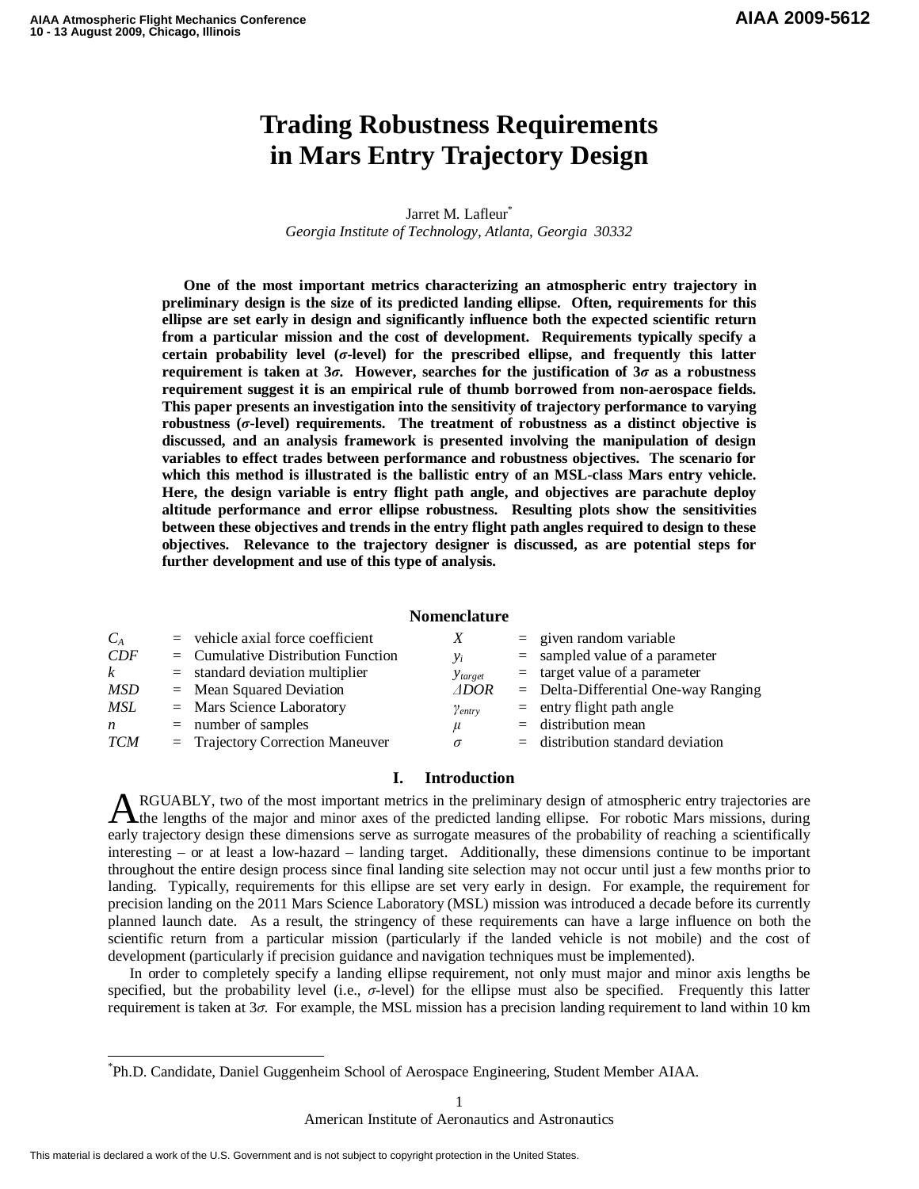# Trading Robustness Requirements in Mars Entry Trajectory Design

Jarret M. Lafleur[*]

*Georgia Institute of Technology, Atlanta, Georgia 30332*

**One of the most important metrics characterizing an atmospheric entry trajectory in preliminary design is the size of its predicted landing ellipse. Often, requirements for this ellipse are set early in design and significantly influence both the expected scientific return from a particular mission and the cost of development. Requirements typically specify a certain probability level ($\sigma$-level) for the prescribed ellipse, and frequently this latter requirement is taken at 3$\sigma$. However, searches for the justification of 3$\sigma$ as a robustness requirement suggest it is an empirical rule of thumb borrowed from non-aerospace fields. This paper presents an investigation into the sensitivity of trajectory performance to varying robustness ($\sigma$-level) requirements. The treatment of robustness as a distinct objective is discussed, and an analysis framework is presented involving the manipulation of design variables to effect trades between performance and robustness objectives. The scenario for which this method is illustrated is the ballistic entry of an MSL-class Mars entry vehicle. Here, the design variable is entry flight path angle, and objectives are parachute deploy altitude performance and error ellipse robustness. Resulting plots show the sensitivities between these objectives and trends in the entry flight path angles required to design to these objectives. Relevance to the trajectory designer is discussed, as are potential steps for further development and use of this type of analysis.**

## Nomenclature

| | | | |
|---|---|---|---|
| $C_A$ | = vehicle axial force coefficient | $X$ | = given random variable |
| $CDF$ | = Cumulative Distribution Function | $y_i$ | = sampled value of a parameter |
| $k$ | = standard deviation multiplier | $y_{target}$ | = target value of a parameter |
| $MSD$ | = Mean Squared Deviation | $\Delta DOR$ | = Delta-Differential One-way Ranging |
| $MSL$ | = Mars Science Laboratory | $\gamma_{entry}$ | = entry flight path angle |
| $n$ | = number of samples | $\mu$ | = distribution mean |
| $TCM$ | = Trajectory Correction Maneuver | $\sigma$ | = distribution standard deviation |

## I. Introduction

ARGUABLY, two of the most important metrics in the preliminary design of atmospheric entry trajectories are the lengths of the major and minor axes of the predicted landing ellipse. For robotic Mars missions, during early trajectory design these dimensions serve as surrogate measures of the probability of reaching a scientifically interesting – or at least a low-hazard – landing target. Additionally, these dimensions continue to be important throughout the entire design process since final landing site selection may not occur until just a few months prior to landing. Typically, requirements for this ellipse are set very early in design. For example, the requirement for precision landing on the 2011 Mars Science Laboratory (MSL) mission was introduced a decade before its currently planned launch date. As a result, the stringency of these requirements can have a large influence on both the scientific return from a particular mission (particularly if the landed vehicle is not mobile) and the cost of development (particularly if precision guidance and navigation techniques must be implemented).

In order to completely specify a landing ellipse requirement, not only must major and minor axis lengths be specified, but the probability level (i.e., $\sigma$-level) for the ellipse must also be specified. Frequently this latter requirement is taken at 3$\sigma$. For example, the MSL mission has a precision landing requirement to land within 10 km

[*] Ph.D. Candidate, Daniel Guggenheim School of Aerospace Engineering, Student Member AIAA.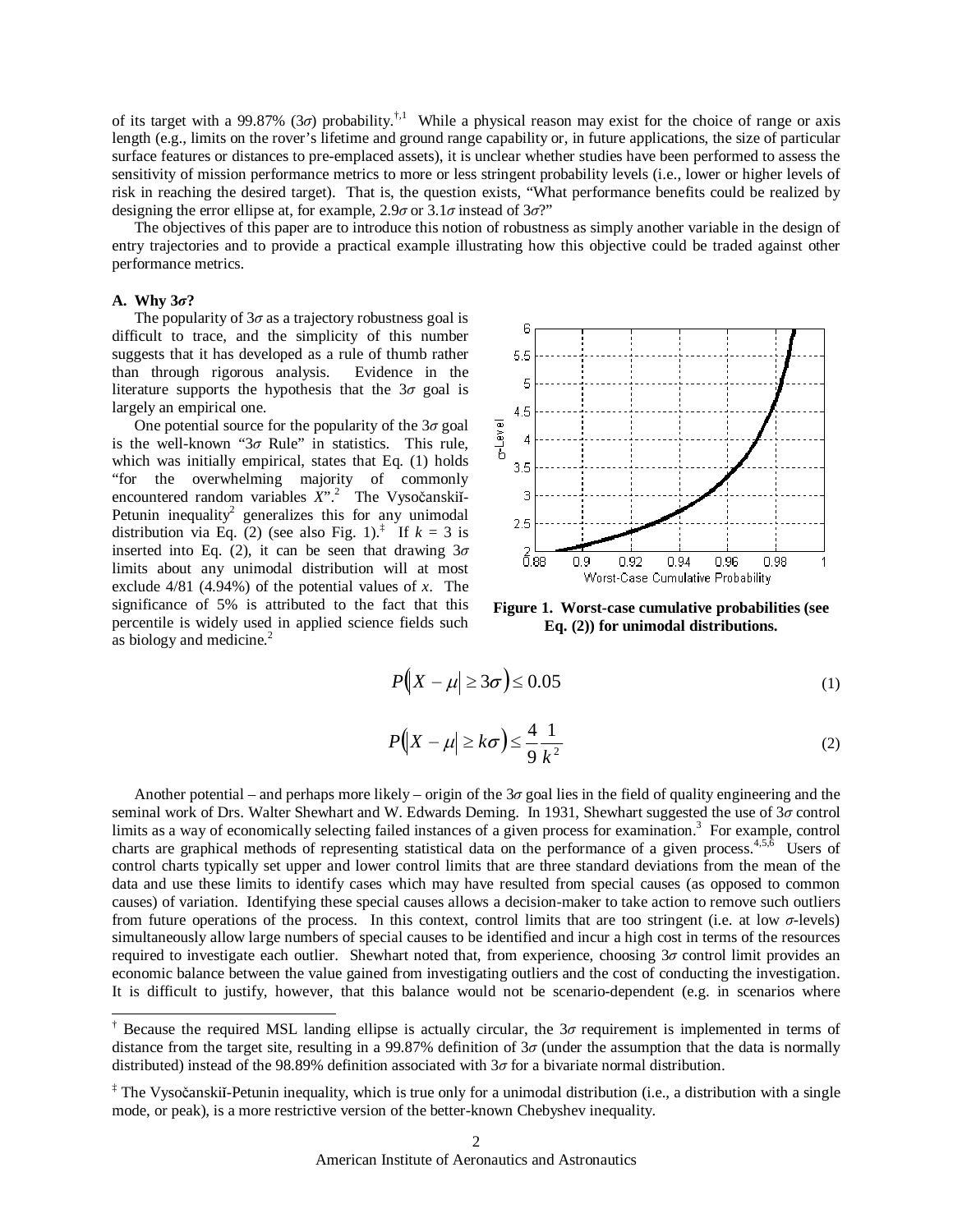of its target with a 99.87% ($3\sigma$) probability.[†,1] While a physical reason may exist for the choice of range or axis length (e.g., limits on the rover's lifetime and ground range capability or, in future applications, the size of particular surface features or distances to pre-emplaced assets), it is unclear whether studies have been performed to assess the sensitivity of mission performance metrics to more or less stringent probability levels (i.e., lower or higher levels of risk in reaching the desired target). That is, the question exists, "What performance benefits could be realized by designing the error ellipse at, for example, $2.9\sigma$ or $3.1\sigma$ instead of $3\sigma$?"

The objectives of this paper are to introduce this notion of robustness as simply another variable in the design of entry trajectories and to provide a practical example illustrating how this objective could be traded against other performance metrics.

### A. Why $3\sigma$?

The popularity of $3\sigma$ as a trajectory robustness goal is difficult to trace, and the simplicity of this number suggests that it has developed as a rule of thumb rather than through rigorous analysis. Evidence in the literature supports the hypothesis that the $3\sigma$ goal is largely an empirical one.

One potential source for the popularity of the $3\sigma$ goal is the well-known "$3\sigma$ Rule" in statistics. This rule, which was initially empirical, states that Eq. (1) holds "for the overwhelming majority of commonly encountered random variables $X$".[2] The Vysočanskiĭ-Petunin inequality[2] generalizes this for any unimodal distribution via Eq. (2) (see also Fig. 1).[‡] If $k = 3$ is inserted into Eq. (2), it can be seen that drawing $3\sigma$ limits about any unimodal distribution will at most exclude 4/81 (4.94%) of the potential values of $x$. The significance of 5% is attributed to the fact that this percentile is widely used in applied science fields such as biology and medicine.[2]

σ-Level
6
5.5
5
4.5
4
3.5
3
2.5
2
0.88
0.9
0.92
0.94
0.96
0.98
1
Worst-Case Cumulative Probability

**Figure 1. Worst-case cumulative probabilities (see Eq. (2)) for unimodal distributions.**

$$P\left(\left|X - \mu\right| \geq 3\sigma\right) \leq 0.05 \tag{1}$$

$$P\left(\left|X - \mu\right| \geq k\sigma\right) \leq \frac{4}{9}\frac{1}{k^2} \tag{2}$$

Another potential – and perhaps more likely – origin of the $3\sigma$ goal lies in the field of quality engineering and the seminal work of Drs. Walter Shewhart and W. Edwards Deming. In 1931, Shewhart suggested the use of $3\sigma$ control limits as a way of economically selecting failed instances of a given process for examination.[3] For example, control charts are graphical methods of representing statistical data on the performance of a given process.[4,5,6] Users of control charts typically set upper and lower control limits that are three standard deviations from the mean of the data and use these limits to identify cases which may have resulted from special causes (as opposed to common causes) of variation. Identifying these special causes allows a decision-maker to take action to remove such outliers from future operations of the process. In this context, control limits that are too stringent (i.e. at low $\sigma$-levels) simultaneously allow large numbers of special causes to be identified and incur a high cost in terms of the resources required to investigate each outlier. Shewhart noted that, from experience, choosing $3\sigma$ control limit provides an economic balance between the value gained from investigating outliers and the cost of conducting the investigation. It is difficult to justify, however, that this balance would not be scenario-dependent (e.g. in scenarios where

---

† Because the required MSL landing ellipse is actually circular, the $3\sigma$ requirement is implemented in terms of distance from the target site, resulting in a 99.87% definition of $3\sigma$ (under the assumption that the data is normally distributed) instead of the 98.89% definition associated with $3\sigma$ for a bivariate normal distribution.

‡ The Vysočanskiĭ-Petunin inequality, which is true only for a unimodal distribution (i.e., a distribution with a single mode, or peak), is a more restrictive version of the better-known Chebyshev inequality.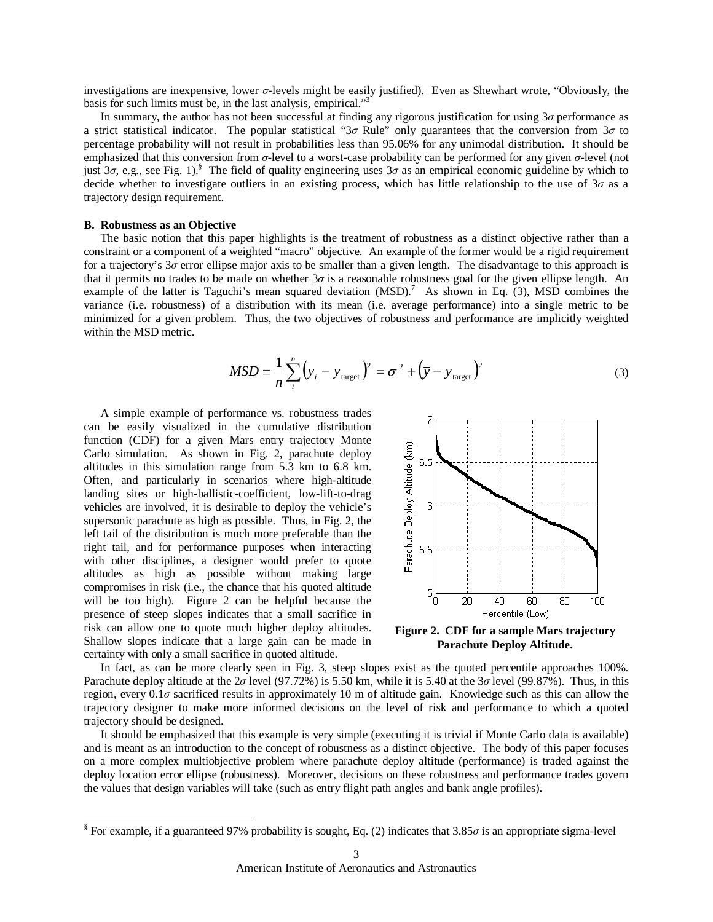investigations are inexpensive, lower $\sigma$-levels might be easily justified). Even as Shewhart wrote, "Obviously, the basis for such limits must be, in the last analysis, empirical."[3]

In summary, the author has not been successful at finding any rigorous justification for using $3\sigma$ performance as a strict statistical indicator. The popular statistical "$3\sigma$ Rule" only guarantees that the conversion from $3\sigma$ to percentage probability will not result in probabilities less than 95.06% for any unimodal distribution. It should be emphasized that this conversion from $\sigma$-level to a worst-case probability can be performed for any given $\sigma$-level (not just $3\sigma$, e.g., see Fig. 1).[§] The field of quality engineering uses $3\sigma$ as an empirical economic guideline by which to decide whether to investigate outliers in an existing process, which has little relationship to the use of $3\sigma$ as a trajectory design requirement.

### B. Robustness as an Objective

The basic notion that this paper highlights is the treatment of robustness as a distinct objective rather than a constraint or a component of a weighted "macro" objective. An example of the former would be a rigid requirement for a trajectory's $3\sigma$ error ellipse major axis to be smaller than a given length. The disadvantage to this approach is that it permits no trades to be made on whether $3\sigma$ is a reasonable robustness goal for the given ellipse length. An example of the latter is Taguchi's mean squared deviation (MSD).[7] As shown in Eq. (3), MSD combines the variance (i.e. robustness) of a distribution with its mean (i.e. average performance) into a single metric to be minimized for a given problem. Thus, the two objectives of robustness and performance are implicitly weighted within the MSD metric.

$$MSD \equiv \frac{1}{n}\sum_{i}^{n}\left(y_i - y_{\text{target}}\right)^2 = \sigma^2 + \left(\bar{y} - y_{\text{target}}\right)^2 \tag{3}$$

A simple example of performance vs. robustness trades can be easily visualized in the cumulative distribution function (CDF) for a given Mars entry trajectory Monte Carlo simulation. As shown in Fig. 2, parachute deploy altitudes in this simulation range from 5.3 km to 6.8 km. Often, and particularly in scenarios where high-altitude landing sites or high-ballistic-coefficient, low-lift-to-drag vehicles are involved, it is desirable to deploy the vehicle's supersonic parachute as high as possible. Thus, in Fig. 2, the left tail of the distribution is much more preferable than the right tail, and for performance purposes when interacting with other disciplines, a designer would prefer to quote altitudes as high as possible without making large compromises in risk (i.e., the chance that his quoted altitude will be too high). Figure 2 can be helpful because the presence of steep slopes indicates that a small sacrifice in risk can allow one to quote much higher deploy altitudes. Shallow slopes indicate that a large gain can be made in certainty with only a small sacrifice in quoted altitude.

Parachute Deploy Altitude (km)
7
6.5
6
5.5
5
0 20 40 60 80 100
Percentile (Low)

**Figure 2. CDF for a sample Mars trajectory Parachute Deploy Altitude.**

In fact, as can be more clearly seen in Fig. 3, steep slopes exist as the quoted percentile approaches 100%. Parachute deploy altitude at the $2\sigma$ level (97.72%) is 5.50 km, while it is 5.40 at the $3\sigma$ level (99.87%). Thus, in this region, every $0.1\sigma$ sacrificed results in approximately 10 m of altitude gain. Knowledge such as this can allow the trajectory designer to make more informed decisions on the level of risk and performance to which a quoted trajectory should be designed.

It should be emphasized that this example is very simple (executing it is trivial if Monte Carlo data is available) and is meant as an introduction to the concept of robustness as a distinct objective. The body of this paper focuses on a more complex multiobjective problem where parachute deploy altitude (performance) is traded against the deploy location error ellipse (robustness). Moreover, decisions on these robustness and performance trades govern the values that design variables will take (such as entry flight path angles and bank angle profiles).

---

[§] For example, if a guaranteed 97% probability is sought, Eq. (2) indicates that $3.85\sigma$ is an appropriate sigma-level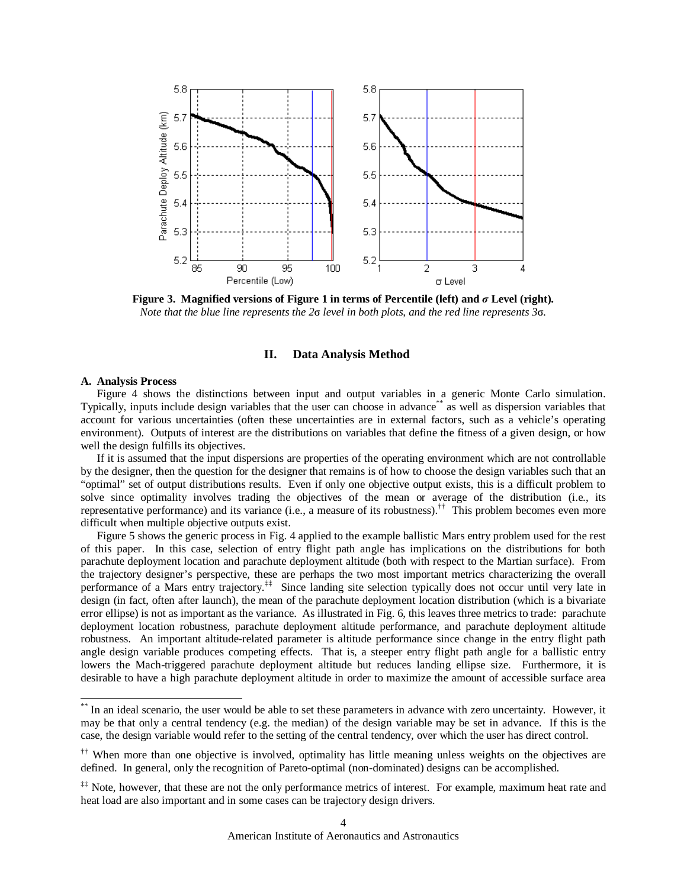5.8
5.7
5.6
5.5
5.4
5.3
5.2
Parachute Deploy Altitude (km)
85
90
95
100
Percentile (Low)

5.8
5.7
5.6
5.5
5.4
5.3
5.2
1
2
3
4
σ Level

**Figure 3. Magnified versions of Figure 1 in terms of Percentile (left) and σ Level (right).**
*Note that the blue line represents the 2σ level in both plots, and the red line represents 3σ.*

## II. Data Analysis Method

### A. Analysis Process

Figure 4 shows the distinctions between input and output variables in a generic Monte Carlo simulation. Typically, inputs include design variables that the user can choose in advance[**] as well as dispersion variables that account for various uncertainties (often these uncertainties are in external factors, such as a vehicle's operating environment). Outputs of interest are the distributions on variables that define the fitness of a given design, or how well the design fulfills its objectives.

If it is assumed that the input dispersions are properties of the operating environment which are not controllable by the designer, then the question for the designer that remains is of how to choose the design variables such that an "optimal" set of output distributions results. Even if only one objective output exists, this is a difficult problem to solve since optimality involves trading the objectives of the mean or average of the distribution (i.e., its representative performance) and its variance (i.e., a measure of its robustness).[††] This problem becomes even more difficult when multiple objective outputs exist.

Figure 5 shows the generic process in Fig. 4 applied to the example ballistic Mars entry problem used for the rest of this paper. In this case, selection of entry flight path angle has implications on the distributions for both parachute deployment location and parachute deployment altitude (both with respect to the Martian surface). From the trajectory designer's perspective, these are perhaps the two most important metrics characterizing the overall performance of a Mars entry trajectory.[‡‡] Since landing site selection typically does not occur until very late in design (in fact, often after launch), the mean of the parachute deployment location distribution (which is a bivariate error ellipse) is not as important as the variance. As illustrated in Fig. 6, this leaves three metrics to trade: parachute deployment location robustness, parachute deployment altitude performance, and parachute deployment altitude robustness. An important altitude-related parameter is altitude performance since change in the entry flight path angle design variable produces competing effects. That is, a steeper entry flight path angle for a ballistic entry lowers the Mach-triggered parachute deployment altitude but reduces landing ellipse size. Furthermore, it is desirable to have a high parachute deployment altitude in order to maximize the amount of accessible surface area

---

[**] In an ideal scenario, the user would be able to set these parameters in advance with zero uncertainty. However, it may be that only a central tendency (e.g. the median) of the design variable may be set in advance. If this is the case, the design variable would refer to the setting of the central tendency, over which the user has direct control.

[††] When more than one objective is involved, optimality has little meaning unless weights on the objectives are defined. In general, only the recognition of Pareto-optimal (non-dominated) designs can be accomplished.

[‡‡] Note, however, that these are not the only performance metrics of interest. For example, maximum heat rate and heat load are also important and in some cases can be trajectory design drivers.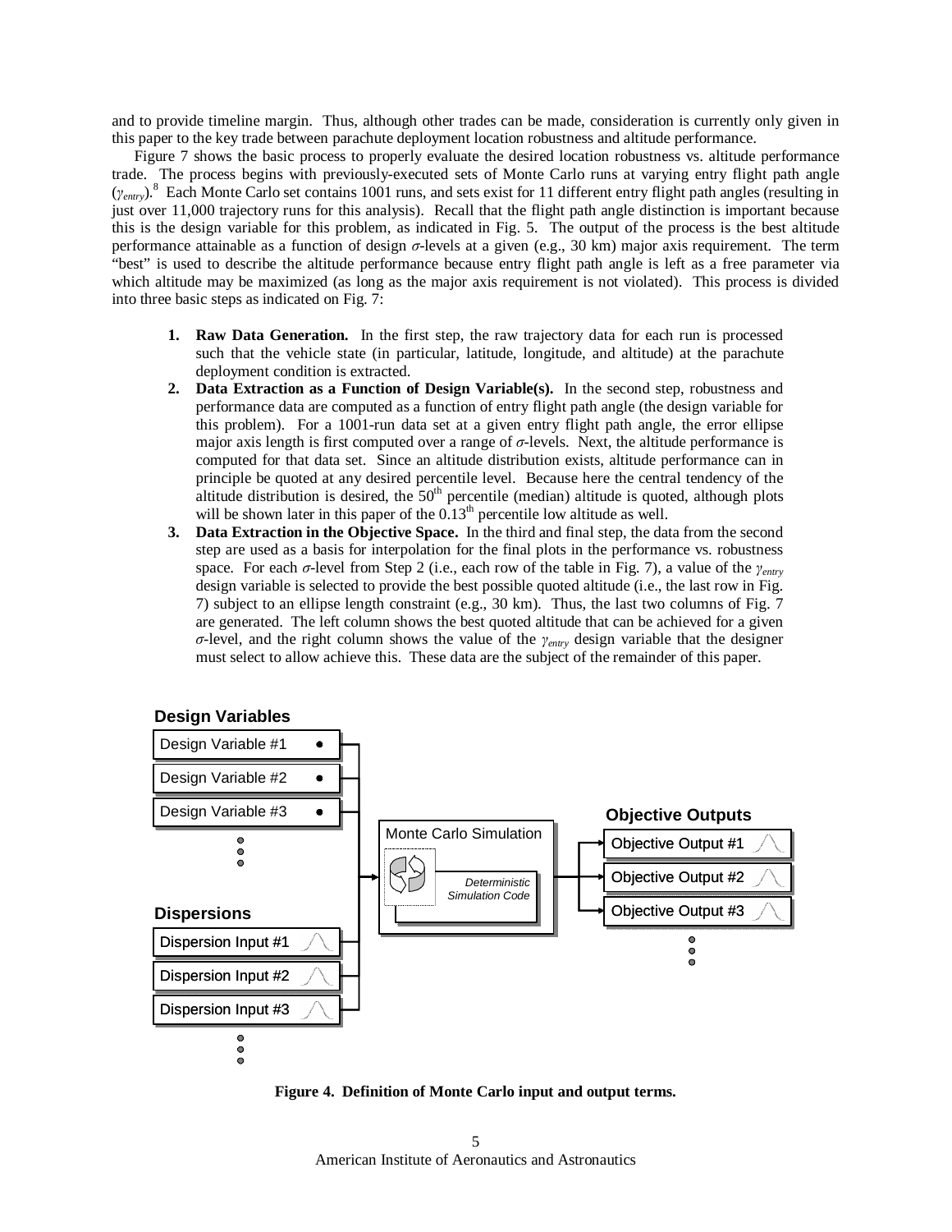and to provide timeline margin. Thus, although other trades can be made, consideration is currently only given in this paper to the key trade between parachute deployment location robustness and altitude performance.

Figure 7 shows the basic process to properly evaluate the desired location robustness vs. altitude performance trade. The process begins with previously-executed sets of Monte Carlo runs at varying entry flight path angle ($\gamma_{entry}$).[8] Each Monte Carlo set contains 1001 runs, and sets exist for 11 different entry flight path angles (resulting in just over 11,000 trajectory runs for this analysis). Recall that the flight path angle distinction is important because this is the design variable for this problem, as indicated in Fig. 5. The output of the process is the best altitude performance attainable as a function of design $\sigma$-levels at a given (e.g., 30 km) major axis requirement. The term "best" is used to describe the altitude performance because entry flight path angle is left as a free parameter via which altitude may be maximized (as long as the major axis requirement is not violated). This process is divided into three basic steps as indicated on Fig. 7:

1. **Raw Data Generation.** In the first step, the raw trajectory data for each run is processed such that the vehicle state (in particular, latitude, longitude, and altitude) at the parachute deployment condition is extracted.
2. **Data Extraction as a Function of Design Variable(s).** In the second step, robustness and performance data are computed as a function of entry flight path angle (the design variable for this problem). For a 1001-run data set at a given entry flight path angle, the error ellipse major axis length is first computed over a range of $\sigma$-levels. Next, the altitude performance is computed for that data set. Since an altitude distribution exists, altitude performance can in principle be quoted at any desired percentile level. Because here the central tendency of the altitude distribution is desired, the $50^{th}$ percentile (median) altitude is quoted, although plots will be shown later in this paper of the $0.13^{th}$ percentile low altitude as well.
3. **Data Extraction in the Objective Space.** In the third and final step, the data from the second step are used as a basis for interpolation for the final plots in the performance vs. robustness space. For each $\sigma$-level from Step 2 (i.e., each row of the table in Fig. 7), a value of the $\gamma_{entry}$ design variable is selected to provide the best possible quoted altitude (i.e., the last row in Fig. 7) subject to an ellipse length constraint (e.g., 30 km). Thus, the last two columns of Fig. 7 are generated. The left column shows the best quoted altitude that can be achieved for a given $\sigma$-level, and the right column shows the value of the $\gamma_{entry}$ design variable that the designer must select to allow achieve this. These data are the subject of the remainder of this paper.

Design Variables
Design Variable #1
Design Variable #2
Design Variable #3
Dispersions
Dispersion Input #1
Dispersion Input #2
Dispersion Input #3
Monte Carlo Simulation
Deterministic Simulation Code
Objective Outputs
Objective Output #1
Objective Output #2
Objective Output #3

**Figure 4. Definition of Monte Carlo input and output terms.**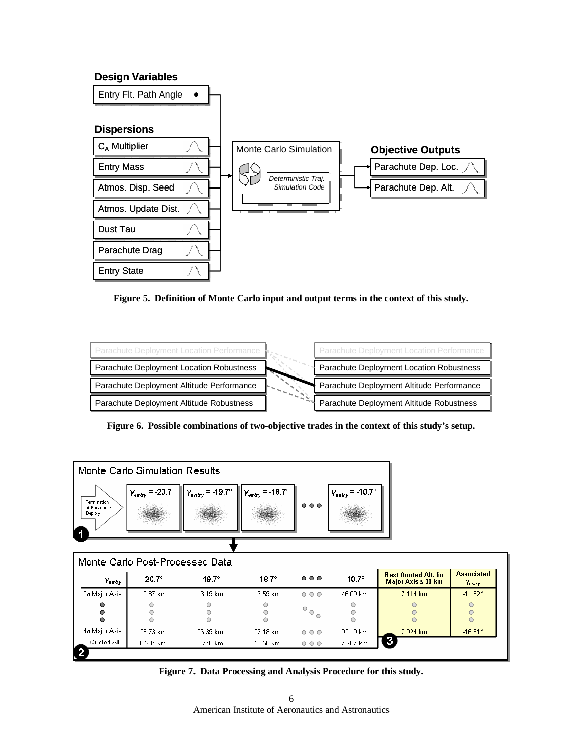**Design Variables**

Entry Flt. Path Angle

**Dispersions**

$C_A$ Multiplier

Entry Mass

Atmos. Disp. Seed

Atmos. Update Dist.

Dust Tau

Parachute Drag

Entry State

Monte Carlo Simulation

Deterministic Traj. Simulation Code

**Objective Outputs**

Parachute Dep. Loc.

Parachute Dep. Alt.

**Figure 5. Definition of Monte Carlo input and output terms in the context of this study.**

Parachute Deployment Location Performance

Parachute Deployment Location Robustness

Parachute Deployment Altitude Performance

Parachute Deployment Altitude Robustness

Parachute Deployment Location Performance

Parachute Deployment Location Robustness

Parachute Deployment Altitude Performance

Parachute Deployment Altitude Robustness

**Figure 6. Possible combinations of two-objective trades in the context of this study's setup.**

Monte Carlo Simulation Results

Termination at Parachute Deploy

$\gamma_{entry}$ = -20.7°

$\gamma_{entry}$ = -19.7°

$\gamma_{entry}$ = -18.7°

$\gamma_{entry}$ = -10.7°

1

Monte Carlo Post-Processed Data

| $\gamma_{entry}$ | -20.7° | -19.7° | -18.7° | ○ ○ ○ | -10.7° | Best Quoted Alt. for Major Axis ≤ 30 km | Associated $\gamma_{entry}$ |
|---|---|---|---|---|---|---|---|
| 2σ Major Axis | 12.87 km | 13.19 km | 13.59 km | ○ ○ ○ | 46.09 km | 7.114 km | -11.52° |
| ● | ○ | ○ | ○ | | ○ | ○ | ○ |
| ● | ○ | ○ | ○ | | ○ | ○ | ○ |
| ● | ○ | ○ | ○ | | ○ | ○ | ○ |
| 4σ Major Axis | 25.73 km | 26.39 km | 27.18 km | ○ ○ ○ | 92.19 km | 2.924 km | -16.31° |
| Quoted Alt. | 0.237 km | 0.778 km | 1.350 km | ○ ○ ○ | 7.707 km | | |

2

3

**Figure 7. Data Processing and Analysis Procedure for this study.**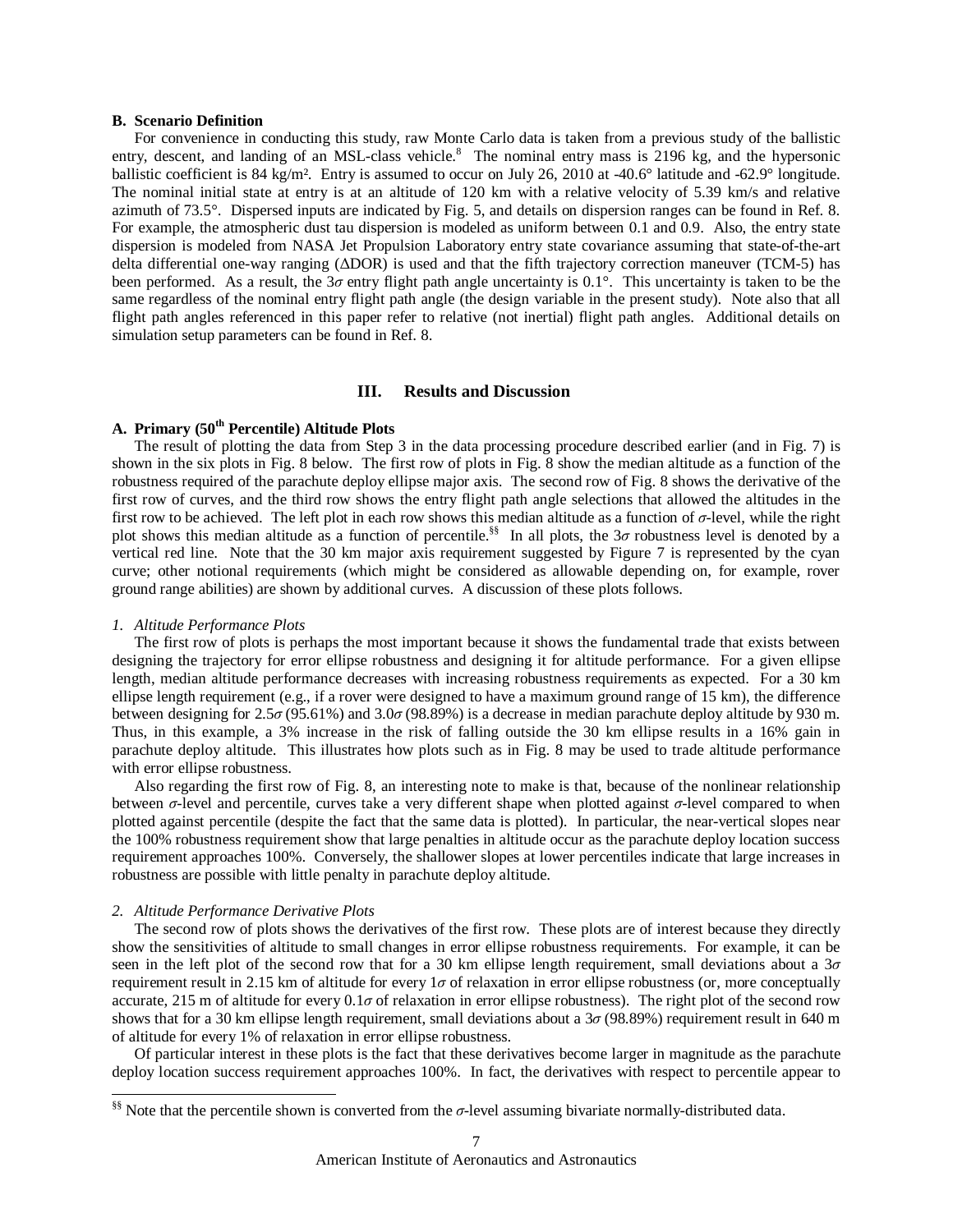### B. Scenario Definition

For convenience in conducting this study, raw Monte Carlo data is taken from a previous study of the ballistic entry, descent, and landing of an MSL-class vehicle.[8] The nominal entry mass is 2196 kg, and the hypersonic ballistic coefficient is 84 kg/m². Entry is assumed to occur on July 26, 2010 at -40.6° latitude and -62.9° longitude. The nominal initial state at entry is at an altitude of 120 km with a relative velocity of 5.39 km/s and relative azimuth of 73.5°. Dispersed inputs are indicated by Fig. 5, and details on dispersion ranges can be found in Ref. 8. For example, the atmospheric dust tau dispersion is modeled as uniform between 0.1 and 0.9. Also, the entry state dispersion is modeled from NASA Jet Propulsion Laboratory entry state covariance assuming that state-of-the-art delta differential one-way ranging (ΔDOR) is used and that the fifth trajectory correction maneuver (TCM-5) has been performed. As a result, the $3\sigma$ entry flight path angle uncertainty is 0.1°. This uncertainty is taken to be the same regardless of the nominal entry flight path angle (the design variable in the present study). Note also that all flight path angles referenced in this paper refer to relative (not inertial) flight path angles. Additional details on simulation setup parameters can be found in Ref. 8.

## III. Results and Discussion

### A. Primary (50th Percentile) Altitude Plots

The result of plotting the data from Step 3 in the data processing procedure described earlier (and in Fig. 7) is shown in the six plots in Fig. 8 below. The first row of plots in Fig. 8 show the median altitude as a function of the robustness required of the parachute deploy ellipse major axis. The second row of Fig. 8 shows the derivative of the first row of curves, and the third row shows the entry flight path angle selections that allowed the altitudes in the first row to be achieved. The left plot in each row shows this median altitude as a function of $\sigma$-level, while the right plot shows this median altitude as a function of percentile.[§§] In all plots, the $3\sigma$ robustness level is denoted by a vertical red line. Note that the 30 km major axis requirement suggested by Figure 7 is represented by the cyan curve; other notional requirements (which might be considered as allowable depending on, for example, rover ground range abilities) are shown by additional curves. A discussion of these plots follows.

#### *1. Altitude Performance Plots*

The first row of plots is perhaps the most important because it shows the fundamental trade that exists between designing the trajectory for error ellipse robustness and designing it for altitude performance. For a given ellipse length, median altitude performance decreases with increasing robustness requirements as expected. For a 30 km ellipse length requirement (e.g., if a rover were designed to have a maximum ground range of 15 km), the difference between designing for $2.5\sigma$ (95.61%) and $3.0\sigma$ (98.89%) is a decrease in median parachute deploy altitude by 930 m. Thus, in this example, a 3% increase in the risk of falling outside the 30 km ellipse results in a 16% gain in parachute deploy altitude. This illustrates how plots such as in Fig. 8 may be used to trade altitude performance with error ellipse robustness.

Also regarding the first row of Fig. 8, an interesting note to make is that, because of the nonlinear relationship between $\sigma$-level and percentile, curves take a very different shape when plotted against $\sigma$-level compared to when plotted against percentile (despite the fact that the same data is plotted). In particular, the near-vertical slopes near the 100% robustness requirement show that large penalties in altitude occur as the parachute deploy location success requirement approaches 100%. Conversely, the shallower slopes at lower percentiles indicate that large increases in robustness are possible with little penalty in parachute deploy altitude.

#### *2. Altitude Performance Derivative Plots*

The second row of plots shows the derivatives of the first row. These plots are of interest because they directly show the sensitivities of altitude to small changes in error ellipse robustness requirements. For example, it can be seen in the left plot of the second row that for a 30 km ellipse length requirement, small deviations about a $3\sigma$ requirement result in 2.15 km of altitude for every $1\sigma$ of relaxation in error ellipse robustness (or, more conceptually accurate, 215 m of altitude for every $0.1\sigma$ of relaxation in error ellipse robustness). The right plot of the second row shows that for a 30 km ellipse length requirement, small deviations about a $3\sigma$ (98.89%) requirement result in 640 m of altitude for every 1% of relaxation in error ellipse robustness.

Of particular interest in these plots is the fact that these derivatives become larger in magnitude as the parachute deploy location success requirement approaches 100%. In fact, the derivatives with respect to percentile appear to

---

[§§] Note that the percentile shown is converted from the $\sigma$-level assuming bivariate normally-distributed data.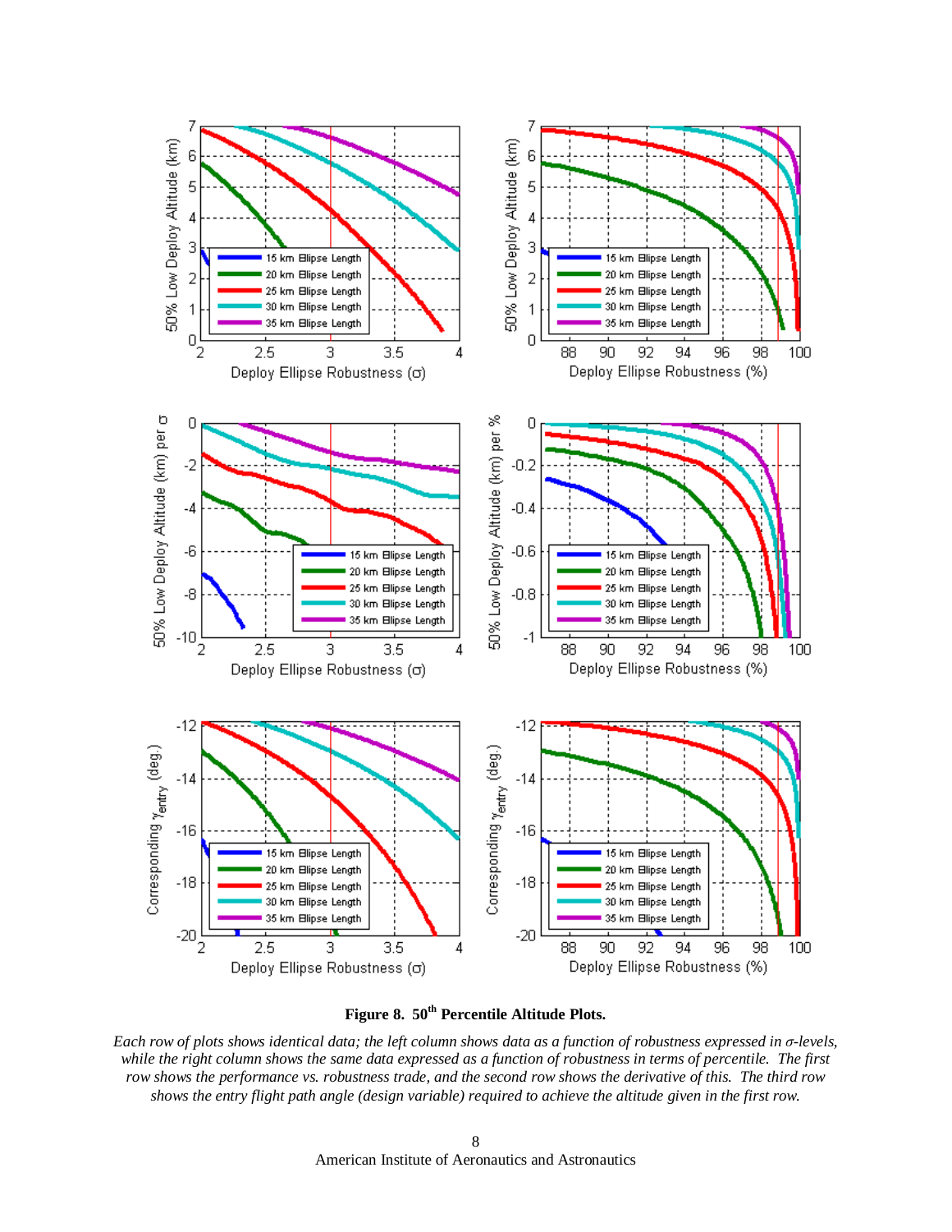50% Low Deploy Altitude (km)

7
6
5
4
3
2
1
0

2 2.5 3 3.5 4

Deploy Ellipse Robustness (σ)

15 km Ellipse Length
20 km Ellipse Length
25 km Ellipse Length
30 km Ellipse Length
35 km Ellipse Length

50% Low Deploy Altitude (km)

7
6
5
4
3
2
1
0

88 90 92 94 96 98 100

Deploy Ellipse Robustness (%)

15 km Ellipse Length
20 km Ellipse Length
25 km Ellipse Length
30 km Ellipse Length
35 km Ellipse Length

50% Low Deploy Altitude (km) per σ

0
-2
-4
-6
-8
-10

2 2.5 3 3.5 4

Deploy Ellipse Robustness (σ)

15 km Ellipse Length
20 km Ellipse Length
25 km Ellipse Length
30 km Ellipse Length
35 km Ellipse Length

50% Low Deploy Altitude (km) per %

0
-0.2
-0.4
-0.6
-0.8
-1

88 90 92 94 96 98 100

Deploy Ellipse Robustness (%)

15 km Ellipse Length
20 km Ellipse Length
25 km Ellipse Length
30 km Ellipse Length
35 km Ellipse Length

Corresponding $\gamma_{entry}$ (deg.)

-12
-14
-16
-18
-20

2 2.5 3 3.5 4

Deploy Ellipse Robustness (σ)

15 km Ellipse Length
20 km Ellipse Length
25 km Ellipse Length
30 km Ellipse Length
35 km Ellipse Length

Corresponding $\gamma_{entry}$ (deg.)

-12
-14
-16
-18
-20

88 90 92 94 96 98 100

Deploy Ellipse Robustness (%)

15 km Ellipse Length
20 km Ellipse Length
25 km Ellipse Length
30 km Ellipse Length
35 km Ellipse Length

**Figure 8. 50th Percentile Altitude Plots.**

*Each row of plots shows identical data; the left column shows data as a function of robustness expressed in σ-levels, while the right column shows the same data expressed as a function of robustness in terms of percentile. The first row shows the performance vs. robustness trade, and the second row shows the derivative of this. The third row shows the entry flight path angle (design variable) required to achieve the altitude given in the first row.*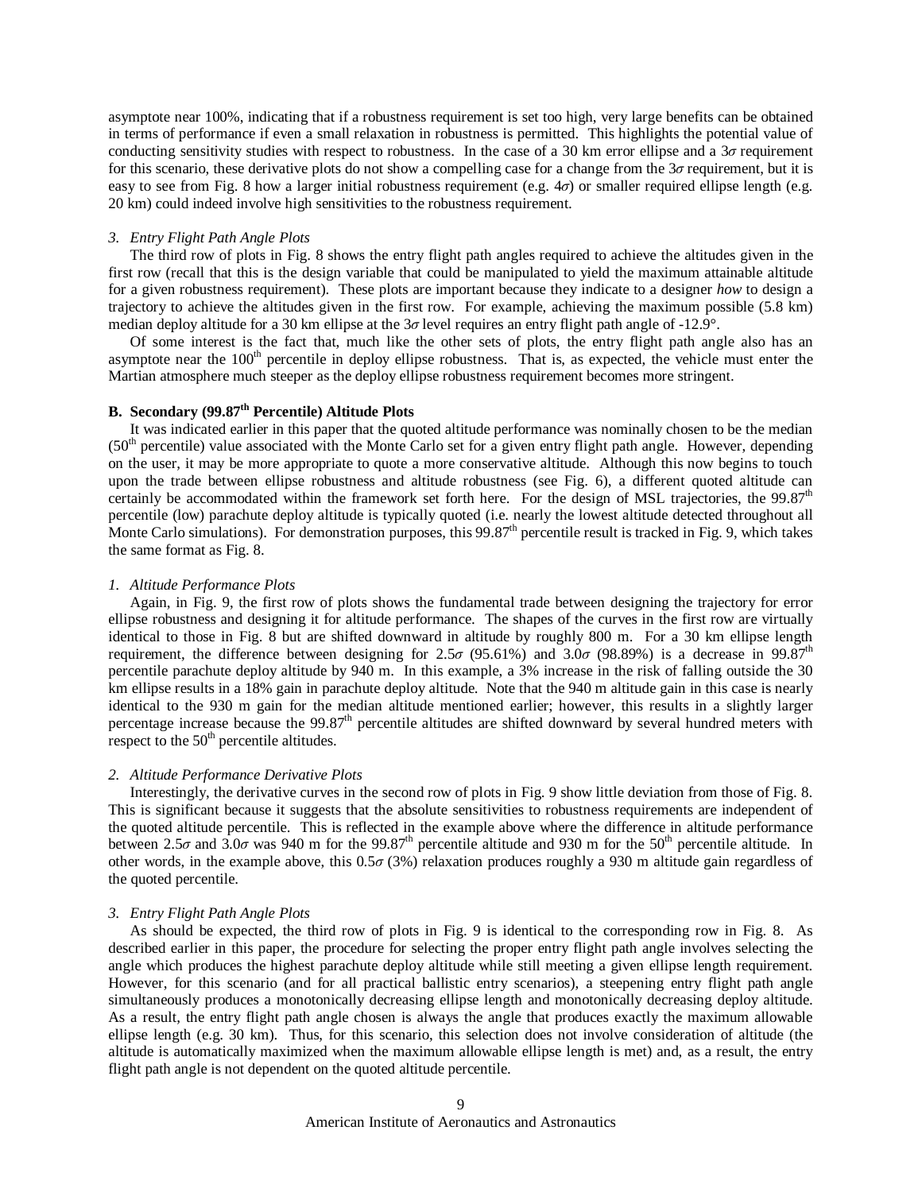asymptote near 100%, indicating that if a robustness requirement is set too high, very large benefits can be obtained in terms of performance if even a small relaxation in robustness is permitted. This highlights the potential value of conducting sensitivity studies with respect to robustness. In the case of a 30 km error ellipse and a $3\sigma$ requirement for this scenario, these derivative plots do not show a compelling case for a change from the $3\sigma$ requirement, but it is easy to see from Fig. 8 how a larger initial robustness requirement (e.g. $4\sigma$) or smaller required ellipse length (e.g. 20 km) could indeed involve high sensitivities to the robustness requirement.

#### *3. Entry Flight Path Angle Plots*

The third row of plots in Fig. 8 shows the entry flight path angles required to achieve the altitudes given in the first row (recall that this is the design variable that could be manipulated to yield the maximum attainable altitude for a given robustness requirement). These plots are important because they indicate to a designer *how* to design a trajectory to achieve the altitudes given in the first row. For example, achieving the maximum possible (5.8 km) median deploy altitude for a 30 km ellipse at the $3\sigma$ level requires an entry flight path angle of -12.9°.

Of some interest is the fact that, much like the other sets of plots, the entry flight path angle also has an asymptote near the 100$^{th}$ percentile in deploy ellipse robustness. That is, as expected, the vehicle must enter the Martian atmosphere much steeper as the deploy ellipse robustness requirement becomes more stringent.

### B. Secondary (99.87$^{th}$ Percentile) Altitude Plots

It was indicated earlier in this paper that the quoted altitude performance was nominally chosen to be the median (50$^{th}$ percentile) value associated with the Monte Carlo set for a given entry flight path angle. However, depending on the user, it may be more appropriate to quote a more conservative altitude. Although this now begins to touch upon the trade between ellipse robustness and altitude robustness (see Fig. 6), a different quoted altitude can certainly be accommodated within the framework set forth here. For the design of MSL trajectories, the 99.87$^{th}$ percentile (low) parachute deploy altitude is typically quoted (i.e. nearly the lowest altitude detected throughout all Monte Carlo simulations). For demonstration purposes, this 99.87$^{th}$ percentile result is tracked in Fig. 9, which takes the same format as Fig. 8.

#### *1. Altitude Performance Plots*

Again, in Fig. 9, the first row of plots shows the fundamental trade between designing the trajectory for error ellipse robustness and designing it for altitude performance. The shapes of the curves in the first row are virtually identical to those in Fig. 8 but are shifted downward in altitude by roughly 800 m. For a 30 km ellipse length requirement, the difference between designing for $2.5\sigma$ (95.61%) and $3.0\sigma$ (98.89%) is a decrease in 99.87$^{th}$ percentile parachute deploy altitude by 940 m. In this example, a 3% increase in the risk of falling outside the 30 km ellipse results in a 18% gain in parachute deploy altitude. Note that the 940 m altitude gain in this case is nearly identical to the 930 m gain for the median altitude mentioned earlier; however, this results in a slightly larger percentage increase because the 99.87$^{th}$ percentile altitudes are shifted downward by several hundred meters with respect to the 50$^{th}$ percentile altitudes.

#### *2. Altitude Performance Derivative Plots*

Interestingly, the derivative curves in the second row of plots in Fig. 9 show little deviation from those of Fig. 8. This is significant because it suggests that the absolute sensitivities to robustness requirements are independent of the quoted altitude percentile. This is reflected in the example above where the difference in altitude performance between $2.5\sigma$ and $3.0\sigma$ was 940 m for the 99.87$^{th}$ percentile altitude and 930 m for the 50$^{th}$ percentile altitude. In other words, in the example above, this $0.5\sigma$ (3%) relaxation produces roughly a 930 m altitude gain regardless of the quoted percentile.

#### *3. Entry Flight Path Angle Plots*

As should be expected, the third row of plots in Fig. 9 is identical to the corresponding row in Fig. 8. As described earlier in this paper, the procedure for selecting the proper entry flight path angle involves selecting the angle which produces the highest parachute deploy altitude while still meeting a given ellipse length requirement. However, for this scenario (and for all practical ballistic entry scenarios), a steepening entry flight path angle simultaneously produces a monotonically decreasing ellipse length and monotonically decreasing deploy altitude. As a result, the entry flight path angle chosen is always the angle that produces exactly the maximum allowable ellipse length (e.g. 30 km). Thus, for this scenario, this selection does not involve consideration of altitude (the altitude is automatically maximized when the maximum allowable ellipse length is met) and, as a result, the entry flight path angle is not dependent on the quoted altitude percentile.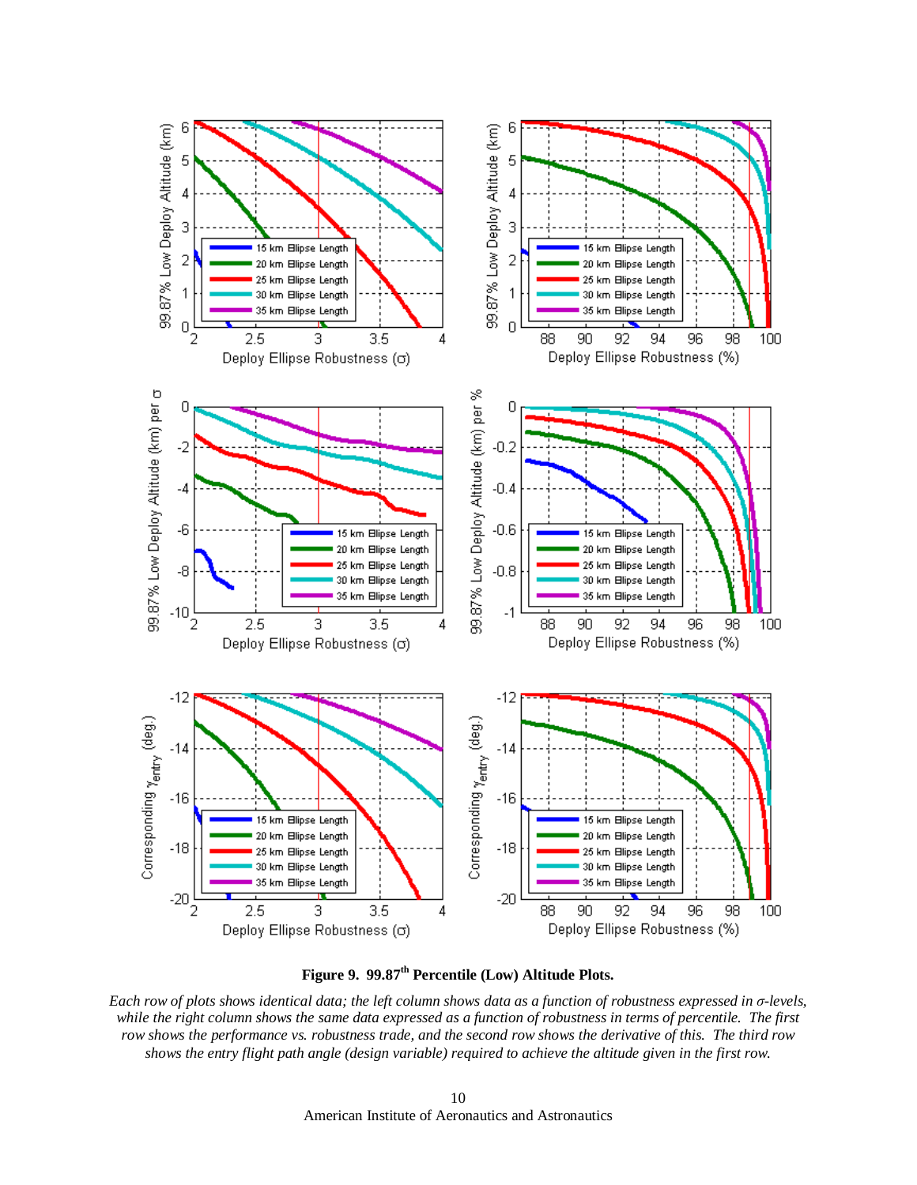15 km Ellipse Length
20 km Ellipse Length
25 km Ellipse Length
30 km Ellipse Length
35 km Ellipse Length

99.87% Low Deploy Altitude (km)

Deploy Ellipse Robustness (σ)

Deploy Ellipse Robustness (%)

99.87% Low Deploy Altitude (km) per σ

99.87% Low Deploy Altitude (km) per %

Corresponding $\gamma_{entry}$ (deg.)

**Figure 9. 99.87[th] Percentile (Low) Altitude Plots.**

*Each row of plots shows identical data; the left column shows data as a function of robustness expressed in σ-levels, while the right column shows the same data expressed as a function of robustness in terms of percentile. The first row shows the performance vs. robustness trade, and the second row shows the derivative of this. The third row shows the entry flight path angle (design variable) required to achieve the altitude given in the first row.*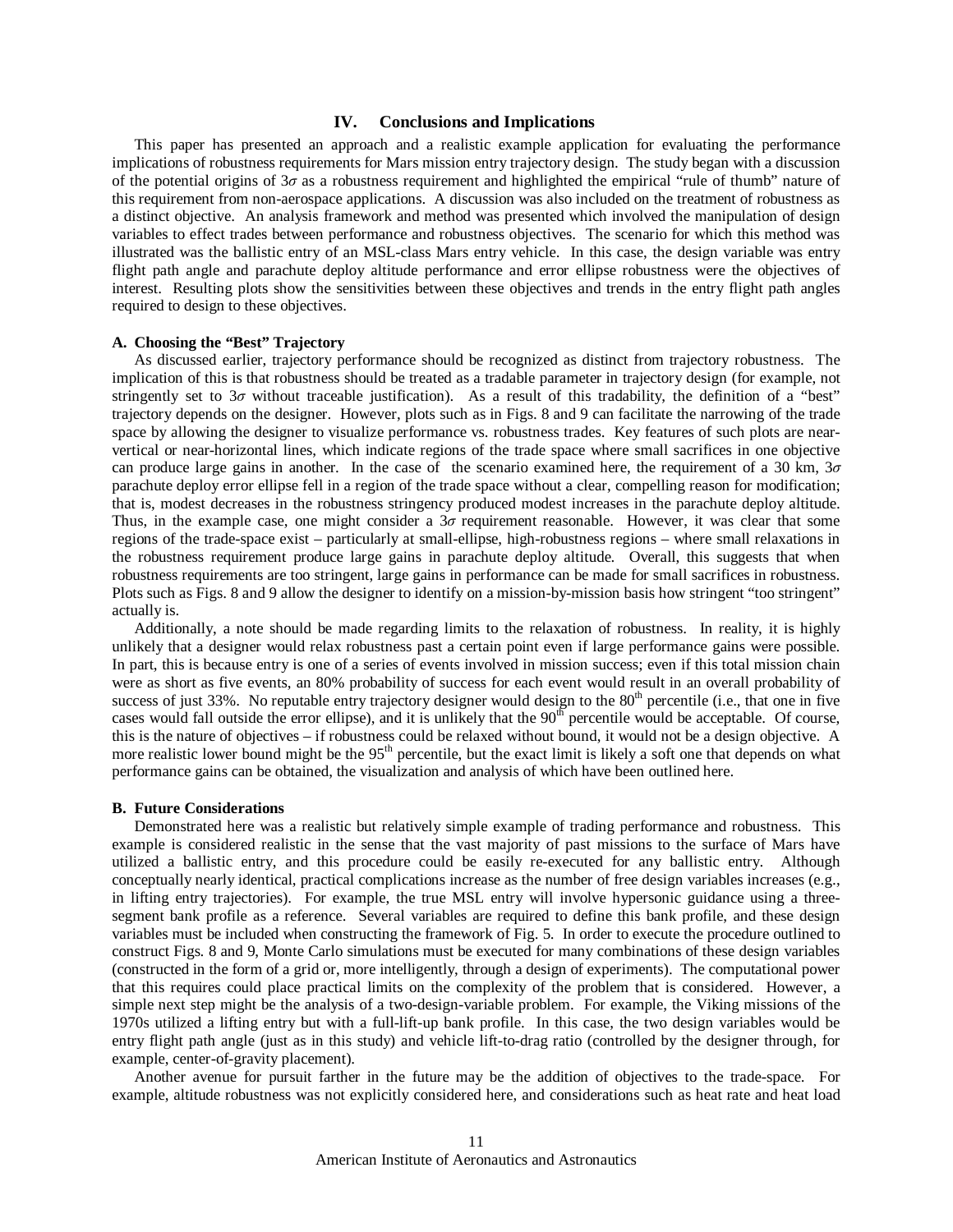## IV. Conclusions and Implications

This paper has presented an approach and a realistic example application for evaluating the performance implications of robustness requirements for Mars mission entry trajectory design. The study began with a discussion of the potential origins of $3\sigma$ as a robustness requirement and highlighted the empirical "rule of thumb" nature of this requirement from non-aerospace applications. A discussion was also included on the treatment of robustness as a distinct objective. An analysis framework and method was presented which involved the manipulation of design variables to effect trades between performance and robustness objectives. The scenario for which this method was illustrated was the ballistic entry of an MSL-class Mars entry vehicle. In this case, the design variable was entry flight path angle and parachute deploy altitude performance and error ellipse robustness were the objectives of interest. Resulting plots show the sensitivities between these objectives and trends in the entry flight path angles required to design to these objectives.

### A. Choosing the "Best" Trajectory

As discussed earlier, trajectory performance should be recognized as distinct from trajectory robustness. The implication of this is that robustness should be treated as a tradable parameter in trajectory design (for example, not stringently set to $3\sigma$ without traceable justification). As a result of this tradability, the definition of a "best" trajectory depends on the designer. However, plots such as in Figs. 8 and 9 can facilitate the narrowing of the trade space by allowing the designer to visualize performance vs. robustness trades. Key features of such plots are near-vertical or near-horizontal lines, which indicate regions of the trade space where small sacrifices in one objective can produce large gains in another. In the case of the scenario examined here, the requirement of a 30 km, $3\sigma$ parachute deploy error ellipse fell in a region of the trade space without a clear, compelling reason for modification; that is, modest decreases in the robustness stringency produced modest increases in the parachute deploy altitude. Thus, in the example case, one might consider a $3\sigma$ requirement reasonable. However, it was clear that some regions of the trade-space exist – particularly at small-ellipse, high-robustness regions – where small relaxations in the robustness requirement produce large gains in parachute deploy altitude. Overall, this suggests that when robustness requirements are too stringent, large gains in performance can be made for small sacrifices in robustness. Plots such as Figs. 8 and 9 allow the designer to identify on a mission-by-mission basis how stringent "too stringent" actually is.

Additionally, a note should be made regarding limits to the relaxation of robustness. In reality, it is highly unlikely that a designer would relax robustness past a certain point even if large performance gains were possible. In part, this is because entry is one of a series of events involved in mission success; even if this total mission chain were as short as five events, an 80% probability of success for each event would result in an overall probability of success of just 33%. No reputable entry trajectory designer would design to the 80th percentile (i.e., that one in five cases would fall outside the error ellipse), and it is unlikely that the 90th percentile would be acceptable. Of course, this is the nature of objectives – if robustness could be relaxed without bound, it would not be a design objective. A more realistic lower bound might be the 95th percentile, but the exact limit is likely a soft one that depends on what performance gains can be obtained, the visualization and analysis of which have been outlined here.

### B. Future Considerations

Demonstrated here was a realistic but relatively simple example of trading performance and robustness. This example is considered realistic in the sense that the vast majority of past missions to the surface of Mars have utilized a ballistic entry, and this procedure could be easily re-executed for any ballistic entry. Although conceptually nearly identical, practical complications increase as the number of free design variables increases (e.g., in lifting entry trajectories). For example, the true MSL entry will involve hypersonic guidance using a three-segment bank profile as a reference. Several variables are required to define this bank profile, and these design variables must be included when constructing the framework of Fig. 5. In order to execute the procedure outlined to construct Figs. 8 and 9, Monte Carlo simulations must be executed for many combinations of these design variables (constructed in the form of a grid or, more intelligently, through a design of experiments). The computational power that this requires could place practical limits on the complexity of the problem that is considered. However, a simple next step might be the analysis of a two-design-variable problem. For example, the Viking missions of the 1970s utilized a lifting entry but with a full-lift-up bank profile. In this case, the two design variables would be entry flight path angle (just as in this study) and vehicle lift-to-drag ratio (controlled by the designer through, for example, center-of-gravity placement).

Another avenue for pursuit farther in the future may be the addition of objectives to the trade-space. For example, altitude robustness was not explicitly considered here, and considerations such as heat rate and heat load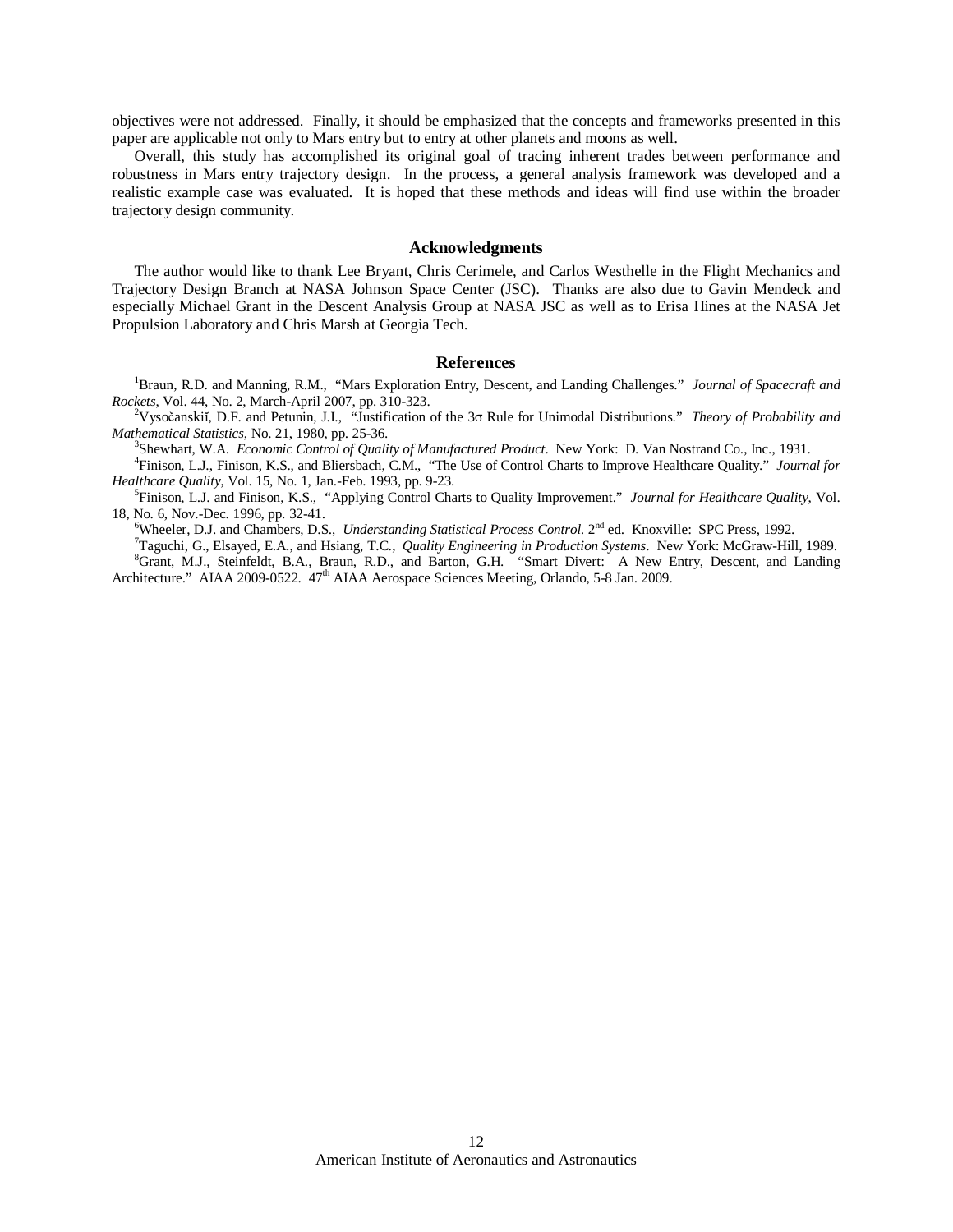objectives were not addressed. Finally, it should be emphasized that the concepts and frameworks presented in this paper are applicable not only to Mars entry but to entry at other planets and moons as well.

Overall, this study has accomplished its original goal of tracing inherent trades between performance and robustness in Mars entry trajectory design. In the process, a general analysis framework was developed and a realistic example case was evaluated. It is hoped that these methods and ideas will find use within the broader trajectory design community.

## Acknowledgments

The author would like to thank Lee Bryant, Chris Cerimele, and Carlos Westhelle in the Flight Mechanics and Trajectory Design Branch at NASA Johnson Space Center (JSC). Thanks are also due to Gavin Mendeck and especially Michael Grant in the Descent Analysis Group at NASA JSC as well as to Erisa Hines at the NASA Jet Propulsion Laboratory and Chris Marsh at Georgia Tech.

## References

[1]Braun, R.D. and Manning, R.M., "Mars Exploration Entry, Descent, and Landing Challenges." *Journal of Spacecraft and Rockets*, Vol. 44, No. 2, March-April 2007, pp. 310-323.

[2]Vysočanskiĭ, D.F. and Petunin, J.I., "Justification of the 3σ Rule for Unimodal Distributions." *Theory of Probability and Mathematical Statistics*, No. 21, 1980, pp. 25-36.

[3]Shewhart, W.A. *Economic Control of Quality of Manufactured Product*. New York: D. Van Nostrand Co., Inc., 1931.

[4]Finison, L.J., Finison, K.S., and Bliersbach, C.M., "The Use of Control Charts to Improve Healthcare Quality." *Journal for Healthcare Quality*, Vol. 15, No. 1, Jan.-Feb. 1993, pp. 9-23.

[5]Finison, L.J. and Finison, K.S., "Applying Control Charts to Quality Improvement." *Journal for Healthcare Quality*, Vol. 18, No. 6, Nov.-Dec. 1996, pp. 32-41.

[6]Wheeler, D.J. and Chambers, D.S., *Understanding Statistical Process Control*. 2nd ed. Knoxville: SPC Press, 1992.

[7]Taguchi, G., Elsayed, E.A., and Hsiang, T.C., *Quality Engineering in Production Systems*. New York: McGraw-Hill, 1989.

[8]Grant, M.J., Steinfeldt, B.A., Braun, R.D., and Barton, G.H. "Smart Divert: A New Entry, Descent, and Landing Architecture." AIAA 2009-0522. 47th AIAA Aerospace Sciences Meeting, Orlando, 5-8 Jan. 2009.